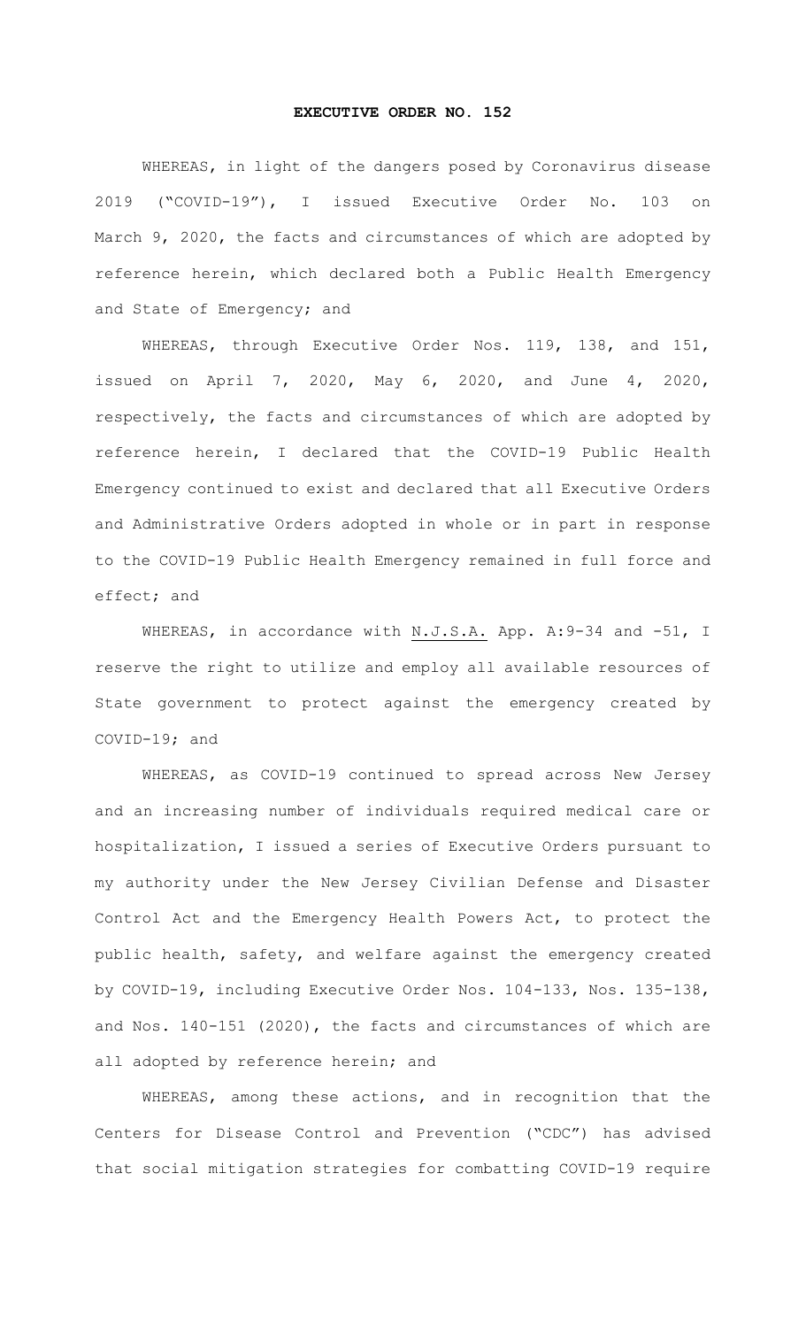# EXECUTIVE ORDER NO. 152

WHEREAS, in light of the dangers posed by Coronavirus disease 2019 ("COVID-19"), I issued Executive Order No. 103 on March 9, 2020, the facts and circumstances of which are adopted by reference herein, which declared both a Public Health Emergency and State of Emergency; and

WHEREAS, through Executive Order Nos. 119, 138, and 151, issued on April 7, 2020, May 6, 2020, and June 4, 2020, respectively, the facts and circumstances of which are adopted by reference herein, I declared that the COVID-19 Public Health Emergency continued to exist and declared that all Executive Orders and Administrative Orders adopted in whole or in part in response to the COVID-19 Public Health Emergency remained in full force and effect; and

WHEREAS, in accordance with N.J.S.A. App. A:9-34 and -51, I reserve the right to utilize and employ all available resources of State government to protect against the emergency created by COVID-19; and

WHEREAS, as COVID-19 continued to spread across New Jersey and an increasing number of individuals required medical care or hospitalization, I issued a series of Executive Orders pursuant to my authority under the New Jersey Civilian Defense and Disaster Control Act and the Emergency Health Powers Act, to protect the public health, safety, and welfare against the emergency created by COVID-19, including Executive Order Nos. 104-133, Nos. 135-138, and Nos. 140-151 (2020), the facts and circumstances of which are all adopted by reference herein; and

WHEREAS, among these actions, and in recognition that the Centers for Disease Control and Prevention ("CDC") has advised that social mitigation strategies for combatting COVID-19 require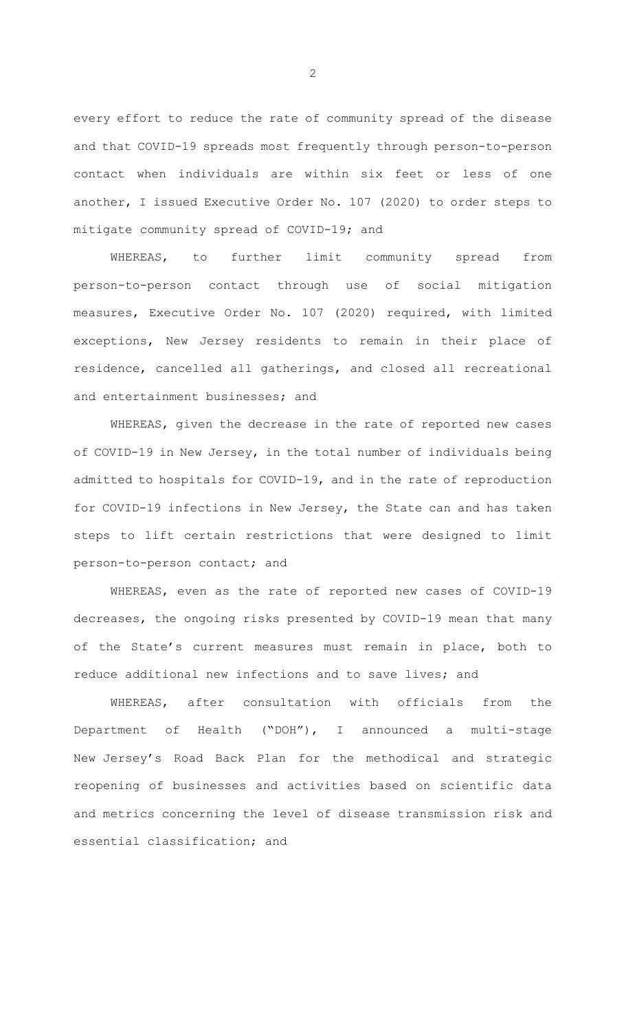every effort to reduce the rate of community spread of the disease and that COVID-19 spreads most frequently through person-to-person contact when individuals are within six feet or less of one another, I issued Executive Order No. 107 (2020) to order steps to mitigate community spread of COVID-19; and

WHEREAS, to further limit community spread from person-to-person contact through use of social mitigation measures, Executive Order No. 107 (2020) required, with limited exceptions, New Jersey residents to remain in their place of residence, cancelled all gatherings, and closed all recreational and entertainment businesses; and

WHEREAS, given the decrease in the rate of reported new cases of COVID-19 in New Jersey, in the total number of individuals being admitted to hospitals for COVID-19, and in the rate of reproduction for COVID-19 infections in New Jersey, the State can and has taken steps to lift certain restrictions that were designed to limit person-to-person contact; and

WHEREAS, even as the rate of reported new cases of COVID-19 decreases, the ongoing risks presented by COVID-19 mean that many of the State's current measures must remain in place, both to reduce additional new infections and to save lives; and

WHEREAS, after consultation with officials from the Department of Health ("DOH"), I announced a multi-stage New Jersey's Road Back Plan for the methodical and strategic reopening of businesses and activities based on scientific data and metrics concerning the level of disease transmission risk and essential classification; and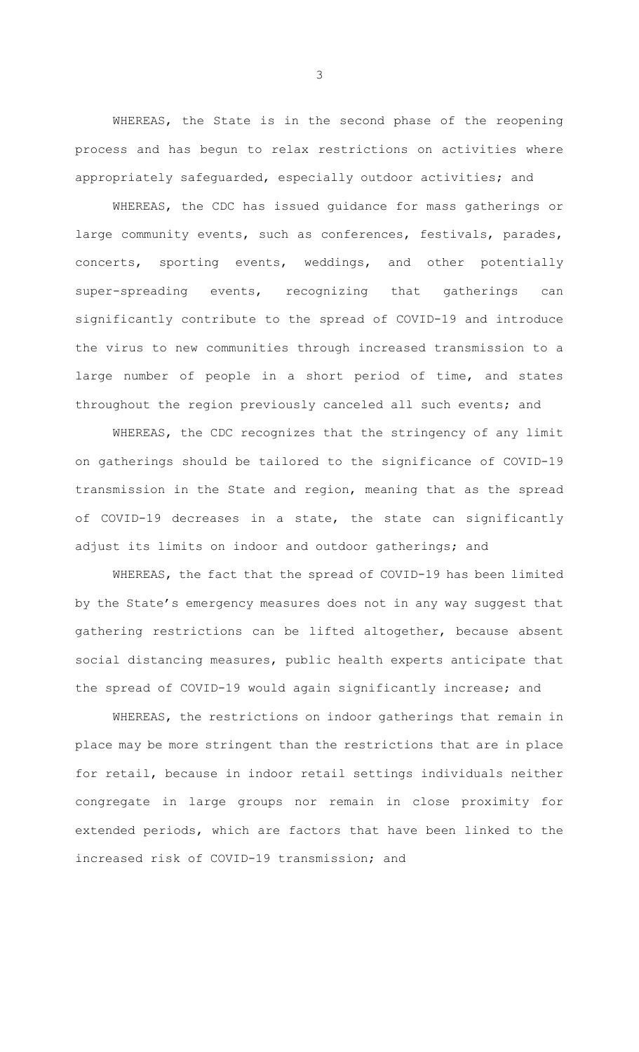WHEREAS, the State is in the second phase of the reopening process and has begun to relax restrictions on activities where appropriately safeguarded, especially outdoor activities; and

WHEREAS, the CDC has issued guidance for mass gatherings or large community events, such as conferences, festivals, parades, concerts, sporting events, weddings, and other potentially super-spreading events, recognizing that gatherings can significantly contribute to the spread of COVID-19 and introduce the virus to new communities through increased transmission to a large number of people in a short period of time, and states throughout the region previously canceled all such events; and

WHEREAS, the CDC recognizes that the stringency of any limit on gatherings should be tailored to the significance of COVID-19 transmission in the State and region, meaning that as the spread of COVID-19 decreases in a state, the state can significantly adjust its limits on indoor and outdoor gatherings; and

WHEREAS, the fact that the spread of COVID-19 has been limited by the State's emergency measures does not in any way suggest that gathering restrictions can be lifted altogether, because absent social distancing measures, public health experts anticipate that the spread of COVID-19 would again significantly increase; and

WHEREAS, the restrictions on indoor gatherings that remain in place may be more stringent than the restrictions that are in place for retail, because in indoor retail settings individuals neither congregate in large groups nor remain in close proximity for extended periods, which are factors that have been linked to the increased risk of COVID-19 transmission; and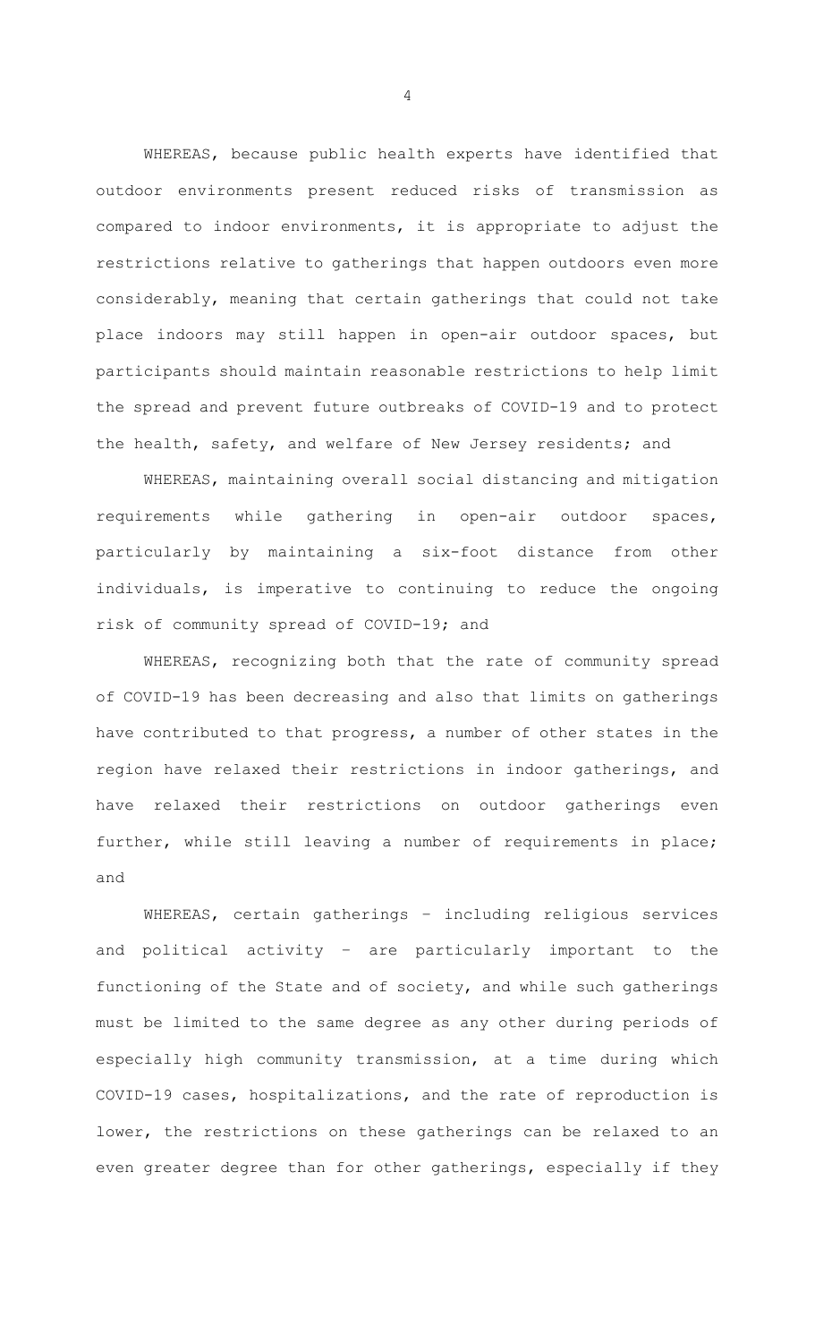WHEREAS, because public health experts have identified that outdoor environments present reduced risks of transmission as compared to indoor environments, it is appropriate to adjust the restrictions relative to gatherings that happen outdoors even more considerably, meaning that certain gatherings that could not take place indoors may still happen in open-air outdoor spaces, but participants should maintain reasonable restrictions to help limit the spread and prevent future outbreaks of COVID-19 and to protect the health, safety, and welfare of New Jersey residents; and

WHEREAS, maintaining overall social distancing and mitigation requirements while gathering in open-air outdoor spaces, particularly by maintaining a six-foot distance from other individuals, is imperative to continuing to reduce the ongoing risk of community spread of COVID-19; and

WHEREAS, recognizing both that the rate of community spread of COVID-19 has been decreasing and also that limits on gatherings have contributed to that progress, a number of other states in the region have relaxed their restrictions in indoor gatherings, and have relaxed their restrictions on outdoor gatherings even further, while still leaving a number of requirements in place; and

WHEREAS, certain gatherings – including religious services and political activity – are particularly important to the functioning of the State and of society, and while such gatherings must be limited to the same degree as any other during periods of especially high community transmission, at a time during which COVID-19 cases, hospitalizations, and the rate of reproduction is lower, the restrictions on these gatherings can be relaxed to an even greater degree than for other gatherings, especially if they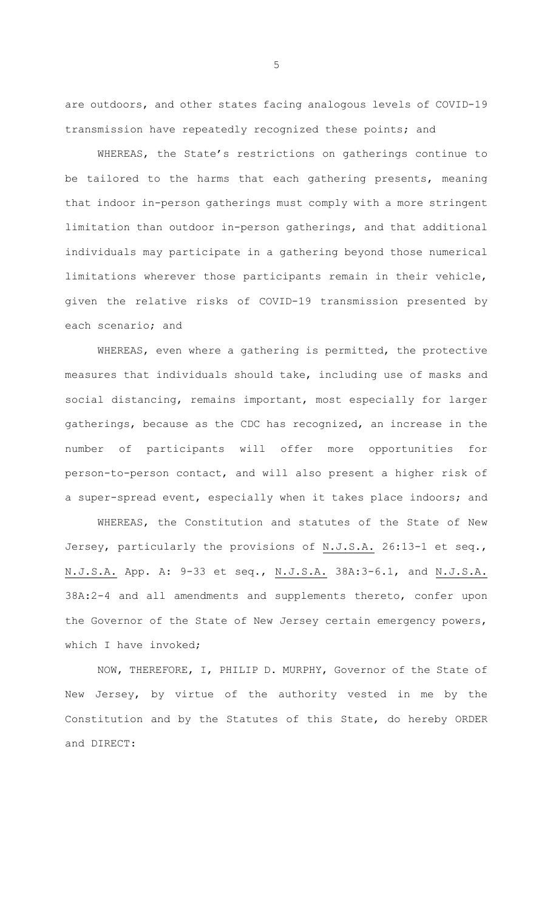are outdoors, and other states facing analogous levels of COVID-19 transmission have repeatedly recognized these points; and

WHEREAS, the State's restrictions on gatherings continue to be tailored to the harms that each gathering presents, meaning that indoor in-person gatherings must comply with a more stringent limitation than outdoor in-person gatherings, and that additional individuals may participate in a gathering beyond those numerical limitations wherever those participants remain in their vehicle, given the relative risks of COVID-19 transmission presented by each scenario; and

WHEREAS, even where a gathering is permitted, the protective measures that individuals should take, including use of masks and social distancing, remains important, most especially for larger gatherings, because as the CDC has recognized, an increase in the number of participants will offer more opportunities for person-to-person contact, and will also present a higher risk of a super-spread event, especially when it takes place indoors; and

WHEREAS, the Constitution and statutes of the State of New Jersey, particularly the provisions of N.J.S.A. 26:13-1 et seq., N.J.S.A. App. A: 9-33 et seq., N.J.S.A. 38A:3-6.1, and N.J.S.A. 38A:2-4 and all amendments and supplements thereto, confer upon the Governor of the State of New Jersey certain emergency powers, which I have invoked;

NOW, THEREFORE, I, PHILIP D. MURPHY, Governor of the State of New Jersey, by virtue of the authority vested in me by the Constitution and by the Statutes of this State, do hereby ORDER and DIRECT: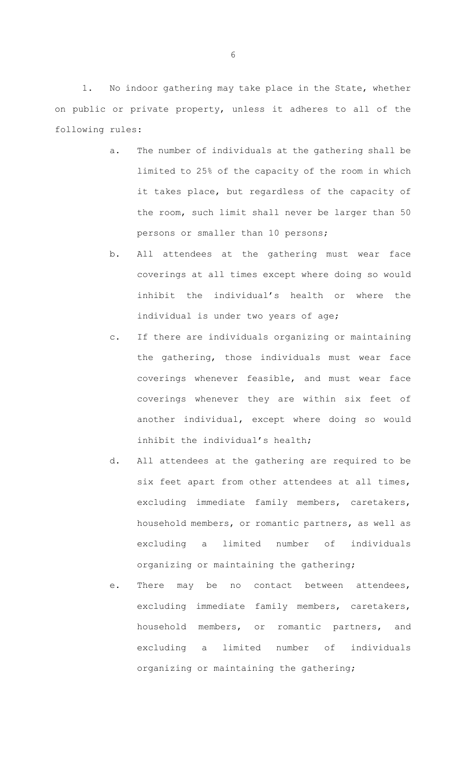1. No indoor gathering may take place in the State, whether on public or private property, unless it adheres to all of the following rules:

   a. The number of individuals at the gathering shall be limited to 25% of the capacity of the room in which it takes place, but regardless of the capacity of the room, such limit shall never be larger than 50 persons or smaller than 10 persons;

   b. All attendees at the gathering must wear face coverings at all times except where doing so would inhibit the individual's health or where the individual is under two years of age;

   c. If there are individuals organizing or maintaining the gathering, those individuals must wear face coverings whenever feasible, and must wear face coverings whenever they are within six feet of another individual, except where doing so would inhibit the individual's health;

   d. All attendees at the gathering are required to be six feet apart from other attendees at all times, excluding immediate family members, caretakers, household members, or romantic partners, as well as excluding a limited number of individuals organizing or maintaining the gathering;

   e. There may be no contact between attendees, excluding immediate family members, caretakers, household members, or romantic partners, and excluding a limited number of individuals organizing or maintaining the gathering;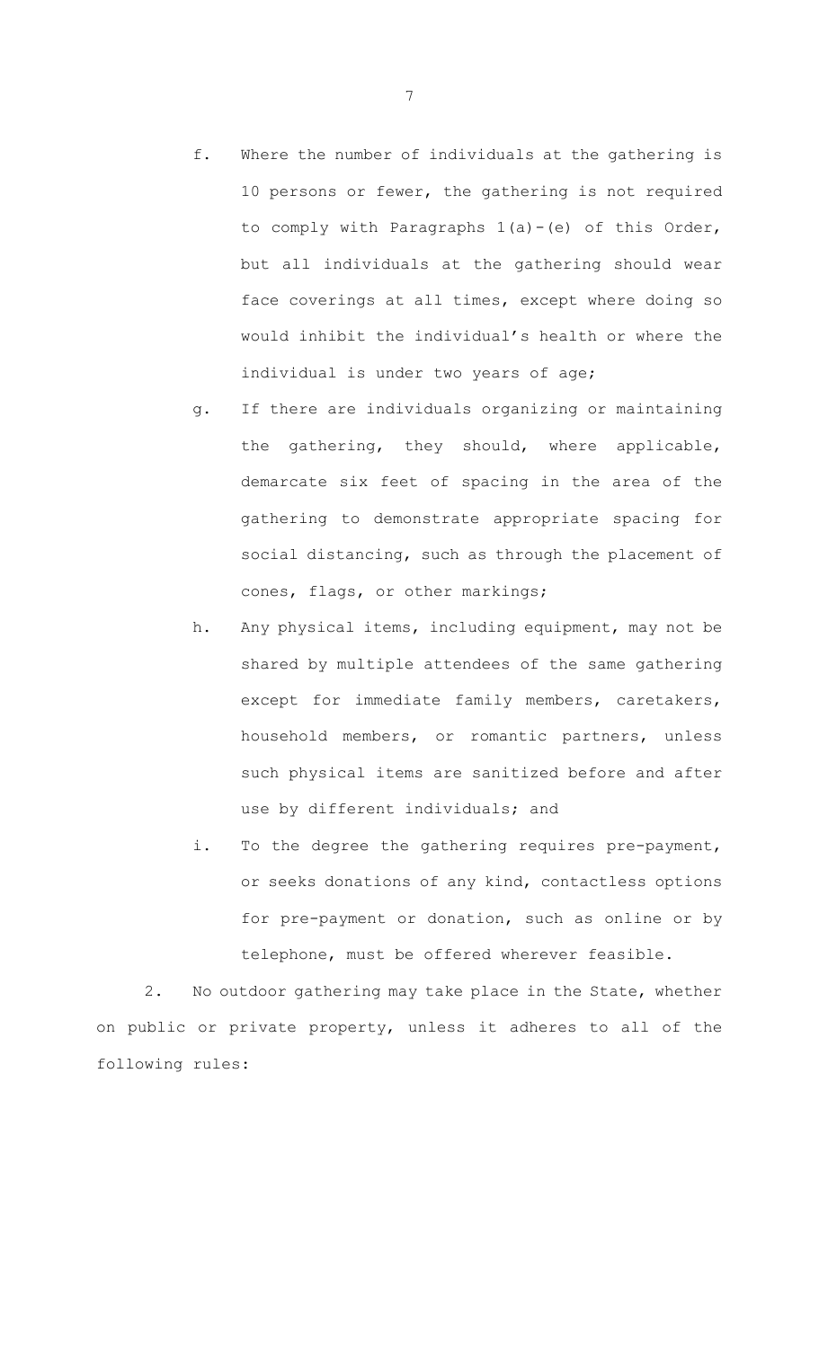f. Where the number of individuals at the gathering is 10 persons or fewer, the gathering is not required to comply with Paragraphs 1(a)-(e) of this Order, but all individuals at the gathering should wear face coverings at all times, except where doing so would inhibit the individual's health or where the individual is under two years of age;

g. If there are individuals organizing or maintaining the gathering, they should, where applicable, demarcate six feet of spacing in the area of the gathering to demonstrate appropriate spacing for social distancing, such as through the placement of cones, flags, or other markings;

h. Any physical items, including equipment, may not be shared by multiple attendees of the same gathering except for immediate family members, caretakers, household members, or romantic partners, unless such physical items are sanitized before and after use by different individuals; and

i. To the degree the gathering requires pre-payment, or seeks donations of any kind, contactless options for pre-payment or donation, such as online or by telephone, must be offered wherever feasible.

2. No outdoor gathering may take place in the State, whether on public or private property, unless it adheres to all of the following rules: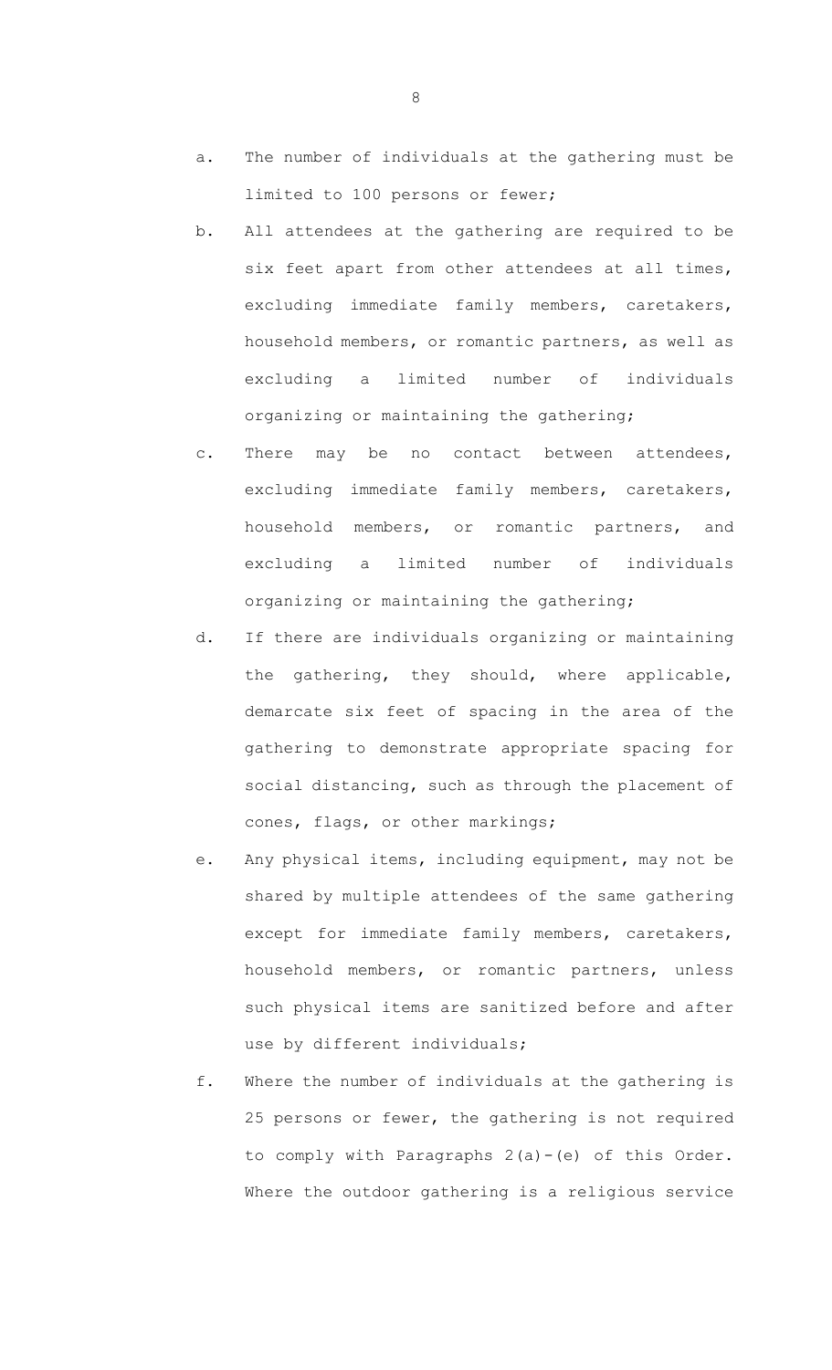a. The number of individuals at the gathering must be limited to 100 persons or fewer;

b. All attendees at the gathering are required to be six feet apart from other attendees at all times, excluding immediate family members, caretakers, household members, or romantic partners, as well as excluding a limited number of individuals organizing or maintaining the gathering;

c. There may be no contact between attendees, excluding immediate family members, caretakers, household members, or romantic partners, and excluding a limited number of individuals organizing or maintaining the gathering;

d. If there are individuals organizing or maintaining the gathering, they should, where applicable, demarcate six feet of spacing in the area of the gathering to demonstrate appropriate spacing for social distancing, such as through the placement of cones, flags, or other markings;

e. Any physical items, including equipment, may not be shared by multiple attendees of the same gathering except for immediate family members, caretakers, household members, or romantic partners, unless such physical items are sanitized before and after use by different individuals;

f. Where the number of individuals at the gathering is 25 persons or fewer, the gathering is not required to comply with Paragraphs 2(a)-(e) of this Order. Where the outdoor gathering is a religious service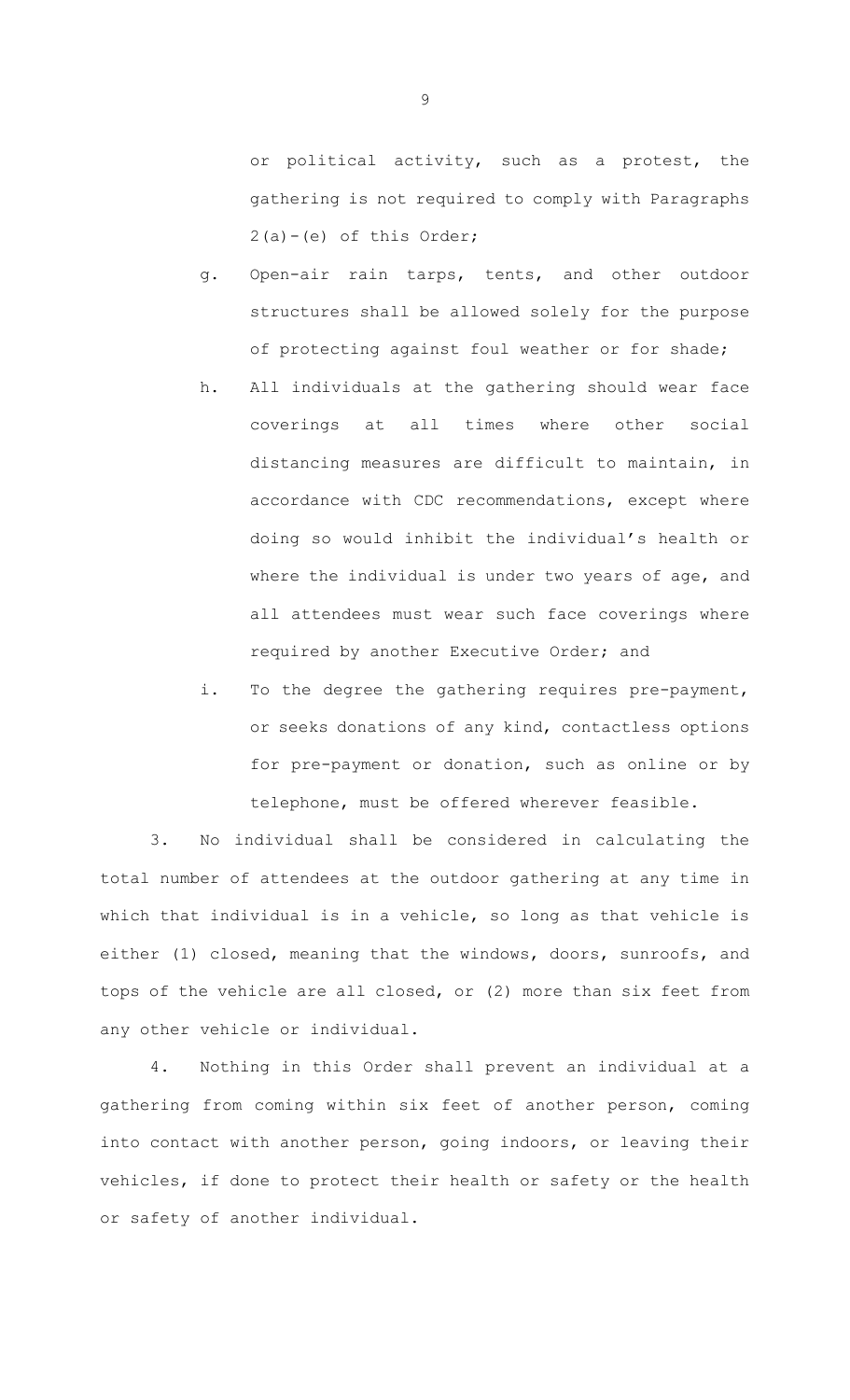or political activity, such as a protest, the gathering is not required to comply with Paragraphs 2(a)-(e) of this Order;

g. Open-air rain tarps, tents, and other outdoor structures shall be allowed solely for the purpose of protecting against foul weather or for shade;

h. All individuals at the gathering should wear face coverings at all times where other social distancing measures are difficult to maintain, in accordance with CDC recommendations, except where doing so would inhibit the individual's health or where the individual is under two years of age, and all attendees must wear such face coverings where required by another Executive Order; and

i. To the degree the gathering requires pre-payment, or seeks donations of any kind, contactless options for pre-payment or donation, such as online or by telephone, must be offered wherever feasible.

3. No individual shall be considered in calculating the total number of attendees at the outdoor gathering at any time in which that individual is in a vehicle, so long as that vehicle is either (1) closed, meaning that the windows, doors, sunroofs, and tops of the vehicle are all closed, or (2) more than six feet from any other vehicle or individual.

4. Nothing in this Order shall prevent an individual at a gathering from coming within six feet of another person, coming into contact with another person, going indoors, or leaving their vehicles, if done to protect their health or safety or the health or safety of another individual.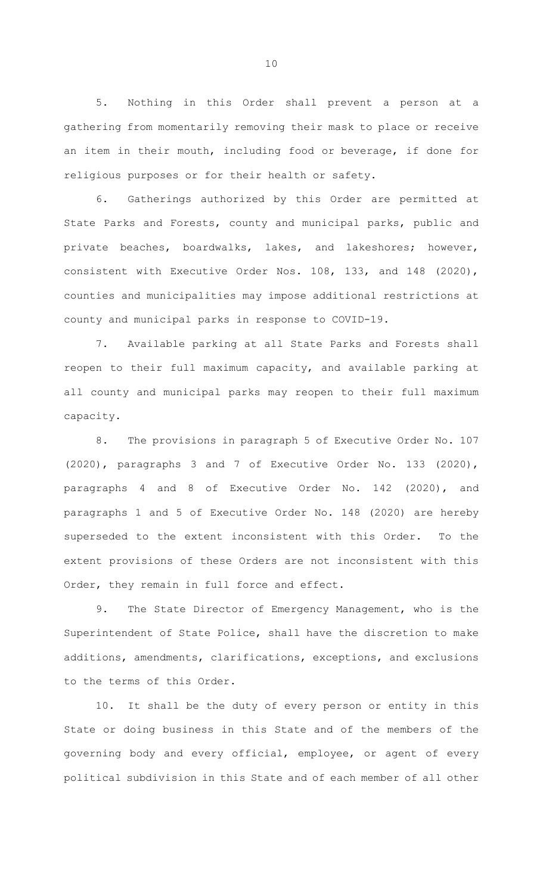5. Nothing in this Order shall prevent a person at a gathering from momentarily removing their mask to place or receive an item in their mouth, including food or beverage, if done for religious purposes or for their health or safety.

6. Gatherings authorized by this Order are permitted at State Parks and Forests, county and municipal parks, public and private beaches, boardwalks, lakes, and lakeshores; however, consistent with Executive Order Nos. 108, 133, and 148 (2020), counties and municipalities may impose additional restrictions at county and municipal parks in response to COVID-19.

7. Available parking at all State Parks and Forests shall reopen to their full maximum capacity, and available parking at all county and municipal parks may reopen to their full maximum capacity.

8. The provisions in paragraph 5 of Executive Order No. 107 (2020), paragraphs 3 and 7 of Executive Order No. 133 (2020), paragraphs 4 and 8 of Executive Order No. 142 (2020), and paragraphs 1 and 5 of Executive Order No. 148 (2020) are hereby superseded to the extent inconsistent with this Order. To the extent provisions of these Orders are not inconsistent with this Order, they remain in full force and effect.

9. The State Director of Emergency Management, who is the Superintendent of State Police, shall have the discretion to make additions, amendments, clarifications, exceptions, and exclusions to the terms of this Order.

10. It shall be the duty of every person or entity in this State or doing business in this State and of the members of the governing body and every official, employee, or agent of every political subdivision in this State and of each member of all other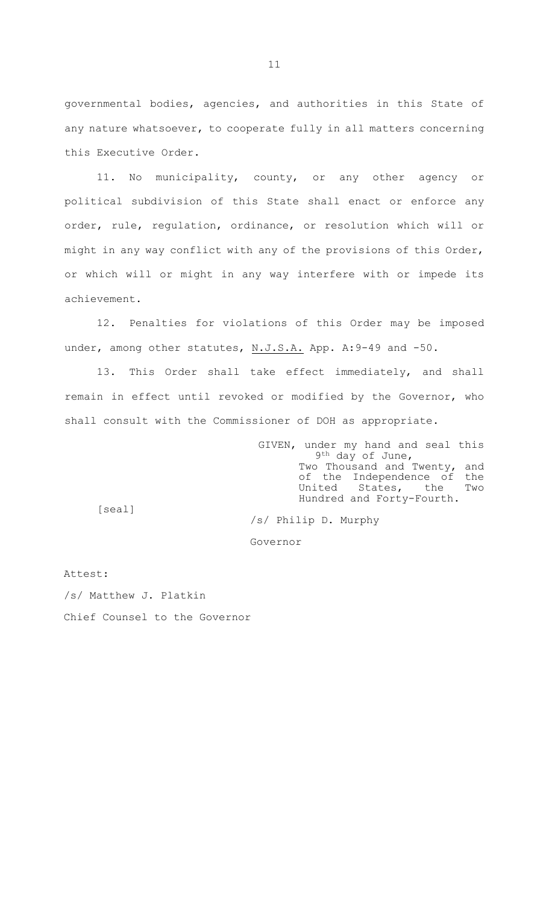governmental bodies, agencies, and authorities in this State of any nature whatsoever, to cooperate fully in all matters concerning this Executive Order.

11. No municipality, county, or any other agency or political subdivision of this State shall enact or enforce any order, rule, regulation, ordinance, or resolution which will or might in any way conflict with any of the provisions of this Order, or which will or might in any way interfere with or impede its achievement.

12. Penalties for violations of this Order may be imposed under, among other statutes, N.J.S.A. App. A:9-49 and -50.

13. This Order shall take effect immediately, and shall remain in effect until revoked or modified by the Governor, who shall consult with the Commissioner of DOH as appropriate.

GIVEN, under my hand and seal this 9th day of June, Two Thousand and Twenty, and of the Independence of the United States, the Two Hundred and Forty-Fourth.

[seal]

/s/ Philip D. Murphy

Governor

Attest:

/s/ Matthew J. Platkin

Chief Counsel to the Governor